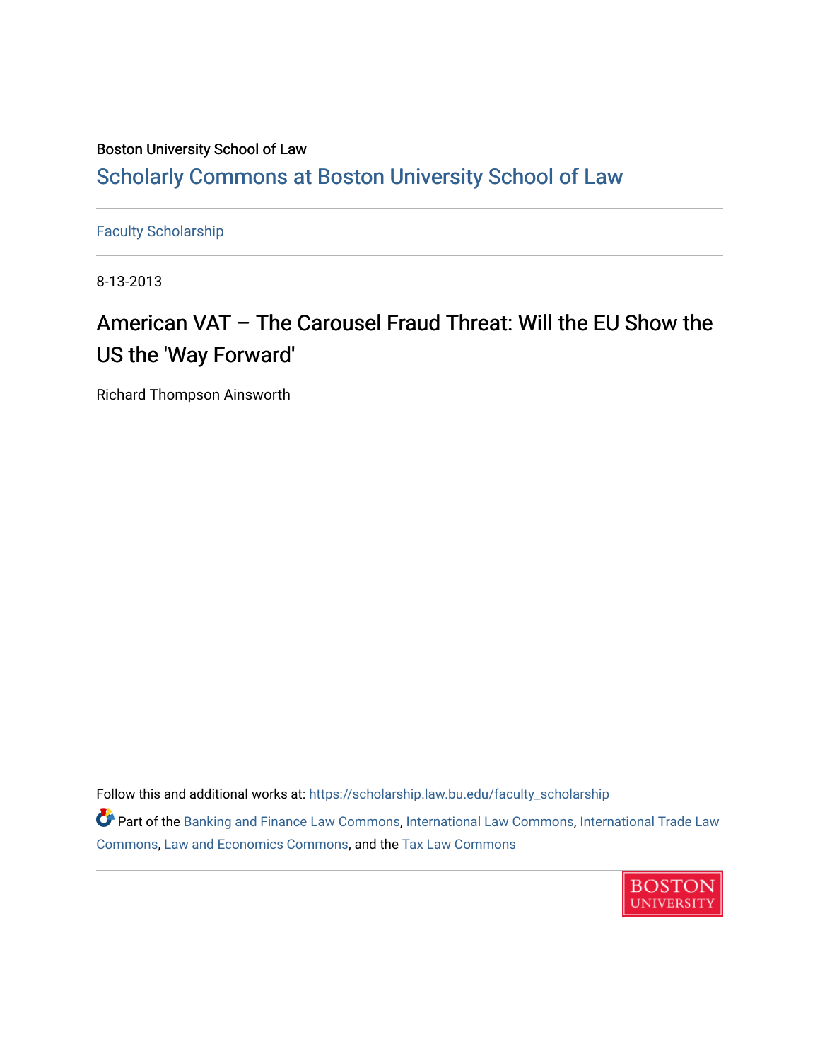Boston University School of Law

# Scholarly Commons at Boston University School of Law

Faculty Scholarship

8-13-2013

## American VAT – The Carousel Fraud Threat: Will the EU Show the US the 'Way Forward'

Richard Thompson Ainsworth

Follow this and additional works at: https://scholarship.law.bu.edu/faculty_scholarship

Part of the Banking and Finance Law Commons, International Law Commons, International Trade Law Commons, Law and Economics Commons, and the Tax Law Commons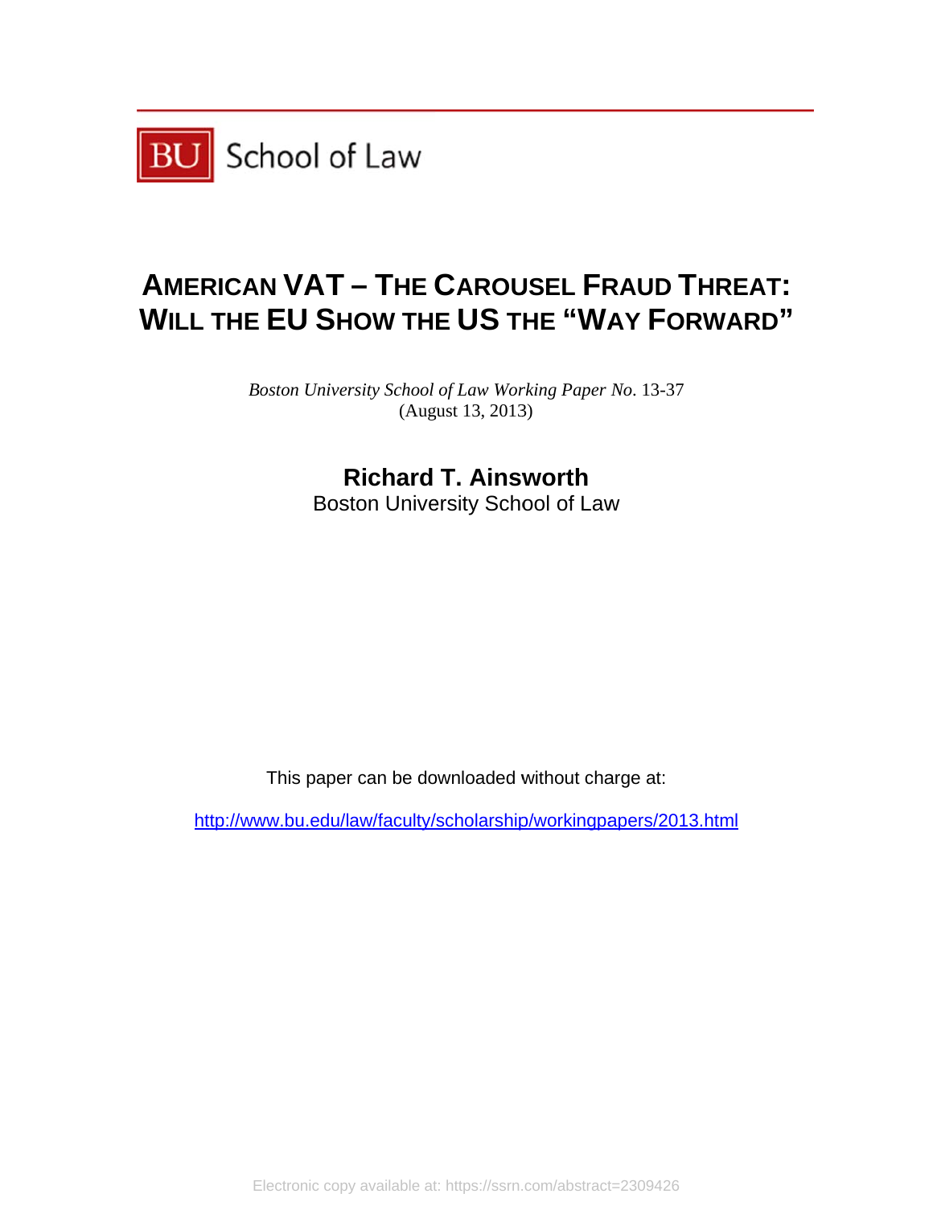BU School of Law

# AMERICAN VAT – THE CAROUSEL FRAUD THREAT: WILL THE EU SHOW THE US THE "WAY FORWARD"

*Boston University School of Law Working Paper No.* 13-37
(August 13, 2013)

**Richard T. Ainsworth**
Boston University School of Law

This paper can be downloaded without charge at:

http://www.bu.edu/law/faculty/scholarship/workingpapers/2013.html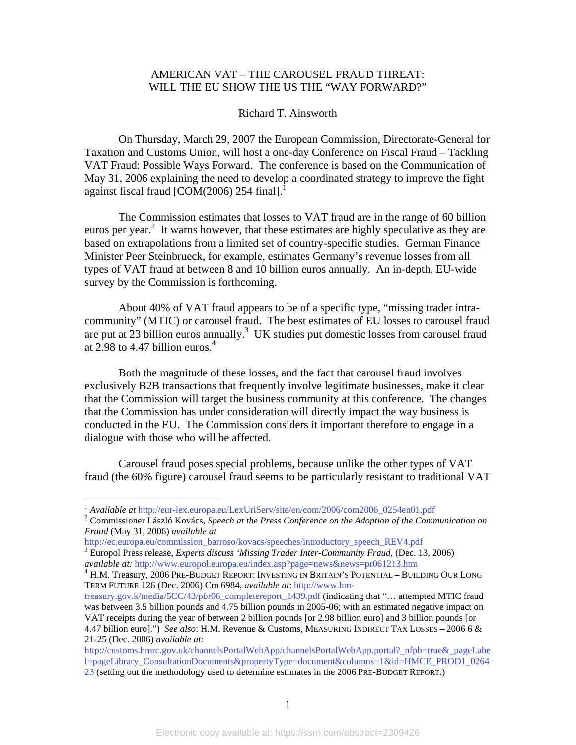# AMERICAN VAT – THE CAROUSEL FRAUD THREAT: WILL THE EU SHOW THE US THE "WAY FORWARD?"

Richard T. Ainsworth

On Thursday, March 29, 2007 the European Commission, Directorate-General for Taxation and Customs Union, will host a one-day Conference on Fiscal Fraud – Tackling VAT Fraud: Possible Ways Forward. The conference is based on the Communication of May 31, 2006 explaining the need to develop a coordinated strategy to improve the fight against fiscal fraud [COM(2006) 254 final].[1]

The Commission estimates that losses to VAT fraud are in the range of 60 billion euros per year.[2] It warns however, that these estimates are highly speculative as they are based on extrapolations from a limited set of country-specific studies. German Finance Minister Peer Steinbrueck, for example, estimates Germany's revenue losses from all types of VAT fraud at between 8 and 10 billion euros annually. An in-depth, EU-wide survey by the Commission is forthcoming.

About 40% of VAT fraud appears to be of a specific type, "missing trader intra-community" (MTIC) or carousel fraud. The best estimates of EU losses to carousel fraud are put at 23 billion euros annually.[3] UK studies put domestic losses from carousel fraud at 2.98 to 4.47 billion euros.[4]

Both the magnitude of these losses, and the fact that carousel fraud involves exclusively B2B transactions that frequently involve legitimate businesses, make it clear that the Commission will target the business community at this conference. The changes that the Commission has under consideration will directly impact the way business is conducted in the EU. The Commission considers it important therefore to engage in a dialogue with those who will be affected.

Carousel fraud poses special problems, because unlike the other types of VAT fraud (the 60% figure) carousel fraud seems to be particularly resistant to traditional VAT

---

[1] *Available at* http://eur-lex.europa.eu/LexUriServ/site/en/com/2006/com2006_0254en01.pdf

[2] Commissioner László Kovács, *Speech at the Press Conference on the Adoption of the Communication on Fraud* (May 31, 2006) *available at* http://ec.europa.eu/commission_barroso/kovacs/speeches/introductory_speech_REV4.pdf

[3] Europol Press release, *Experts discuss 'Missing Trader Inter-Community Fraud*, (Dec. 13, 2006) *available at:* http://www.europol.europa.eu/index.asp?page=news&news=pr061213.htm

[4] H.M. Treasury, 2006 PRE-BUDGET REPORT: INVESTING IN BRITAIN'S POTENTIAL – BUILDING OUR LONG TERM FUTURE 126 (Dec. 2006) Cm 6984, *available at*: http://www.hm-treasury.gov.k/media/5CC/43/pbr06_completereport_1439.pdf (indicating that "… attempted MTIC fraud was between 3.5 billion pounds and 4.75 billion pounds in 2005-06; with an estimated negative impact on VAT receipts during the year of between 2 billion pounds [or 2.98 billion euro] and 3 billion pounds [or 4.47 billion euro].") *See also*: H.M. Revenue & Customs, MEASURING INDIRECT TAX LOSSES – 2006 6 & 21-25 (Dec. 2006) *available at*: http://customs.hmrc.gov.uk/channelsPortalWebApp/channelsPortalWebApp.portal?_nfpb=true&_pageLabel=pageLibrary_ConsultationDocuments&propertyType=document&columns=1&id=HMCE_PROD1_026423 (setting out the methodology used to determine estimates in the 2006 PRE-BUDGET REPORT.)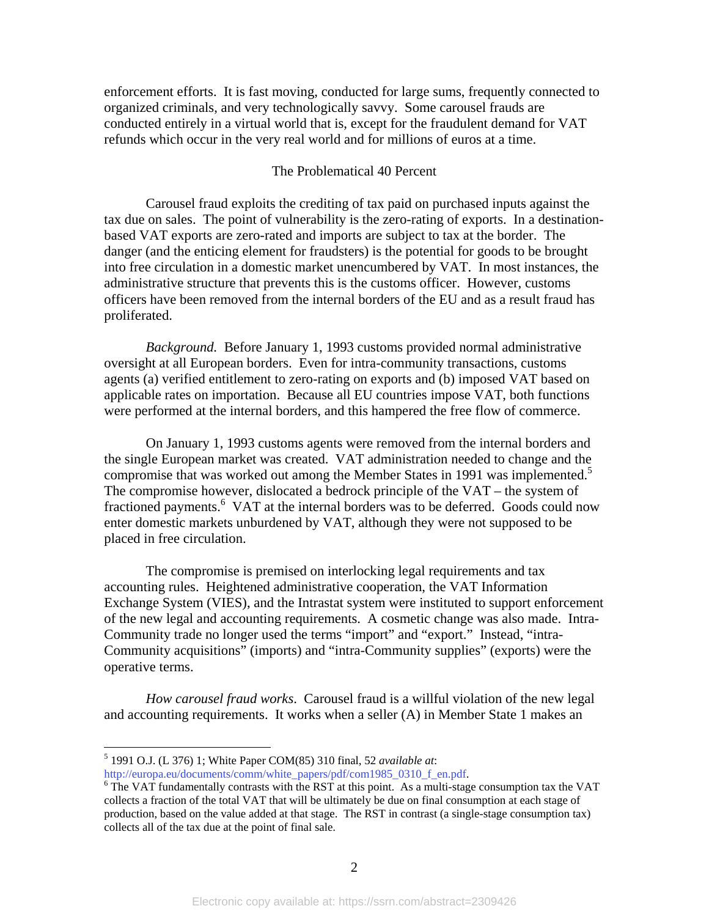enforcement efforts. It is fast moving, conducted for large sums, frequently connected to organized criminals, and very technologically savvy. Some carousel frauds are conducted entirely in a virtual world that is, except for the fraudulent demand for VAT refunds which occur in the very real world and for millions of euros at a time.

## The Problematical 40 Percent

Carousel fraud exploits the crediting of tax paid on purchased inputs against the tax due on sales. The point of vulnerability is the zero-rating of exports. In a destination-based VAT exports are zero-rated and imports are subject to tax at the border. The danger (and the enticing element for fraudsters) is the potential for goods to be brought into free circulation in a domestic market unencumbered by VAT. In most instances, the administrative structure that prevents this is the customs officer. However, customs officers have been removed from the internal borders of the EU and as a result fraud has proliferated.

*Background.* Before January 1, 1993 customs provided normal administrative oversight at all European borders. Even for intra-community transactions, customs agents (a) verified entitlement to zero-rating on exports and (b) imposed VAT based on applicable rates on importation. Because all EU countries impose VAT, both functions were performed at the internal borders, and this hampered the free flow of commerce.

On January 1, 1993 customs agents were removed from the internal borders and the single European market was created. VAT administration needed to change and the compromise that was worked out among the Member States in 1991 was implemented.[5] The compromise however, dislocated a bedrock principle of the VAT – the system of fractioned payments.[6] VAT at the internal borders was to be deferred. Goods could now enter domestic markets unburdened by VAT, although they were not supposed to be placed in free circulation.

The compromise is premised on interlocking legal requirements and tax accounting rules. Heightened administrative cooperation, the VAT Information Exchange System (VIES), and the Intrastat system were instituted to support enforcement of the new legal and accounting requirements. A cosmetic change was also made. Intra-Community trade no longer used the terms "import" and "export." Instead, "intra-Community acquisitions" (imports) and "intra-Community supplies" (exports) were the operative terms.

*How carousel fraud works*. Carousel fraud is a willful violation of the new legal and accounting requirements. It works when a seller (A) in Member State 1 makes an

---

[5] 1991 O.J. (L 376) 1; White Paper COM(85) 310 final, 52 *available at*: http://europa.eu/documents/comm/white_papers/pdf/com1985_0310_f_en.pdf.

[6] The VAT fundamentally contrasts with the RST at this point. As a multi-stage consumption tax the VAT collects a fraction of the total VAT that will be ultimately be due on final consumption at each stage of production, based on the value added at that stage. The RST in contrast (a single-stage consumption tax) collects all of the tax due at the point of final sale.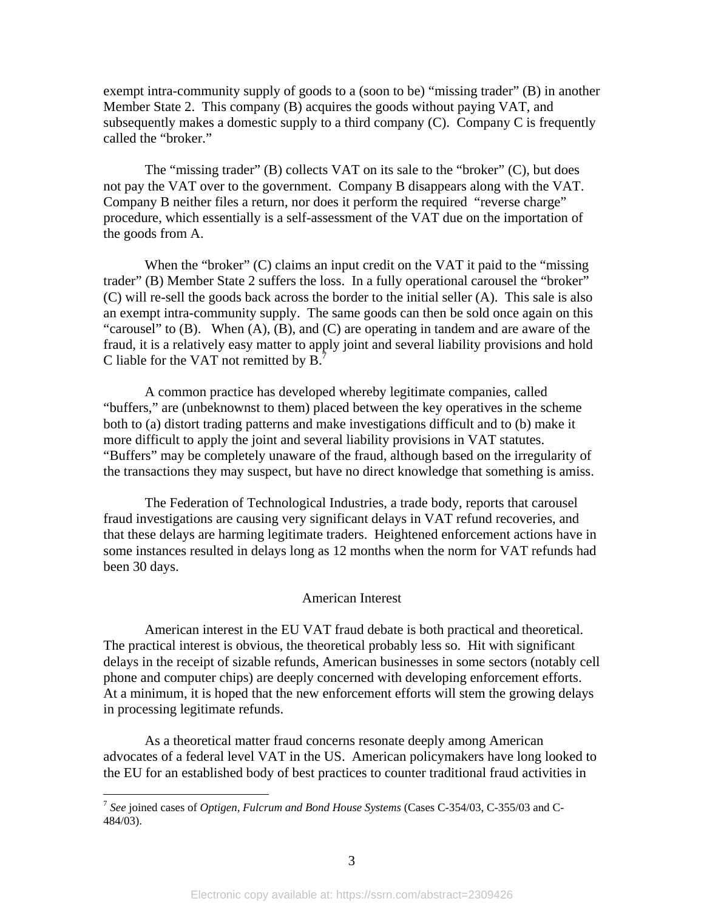exempt intra-community supply of goods to a (soon to be) "missing trader" (B) in another Member State 2. This company (B) acquires the goods without paying VAT, and subsequently makes a domestic supply to a third company (C). Company C is frequently called the "broker."

The "missing trader" (B) collects VAT on its sale to the "broker" (C), but does not pay the VAT over to the government. Company B disappears along with the VAT. Company B neither files a return, nor does it perform the required "reverse charge" procedure, which essentially is a self-assessment of the VAT due on the importation of the goods from A.

When the "broker" (C) claims an input credit on the VAT it paid to the "missing trader" (B) Member State 2 suffers the loss. In a fully operational carousel the "broker" (C) will re-sell the goods back across the border to the initial seller (A). This sale is also an exempt intra-community supply. The same goods can then be sold once again on this "carousel" to (B). When (A), (B), and (C) are operating in tandem and are aware of the fraud, it is a relatively easy matter to apply joint and several liability provisions and hold C liable for the VAT not remitted by B.[7]

A common practice has developed whereby legitimate companies, called "buffers," are (unbeknownst to them) placed between the key operatives in the scheme both to (a) distort trading patterns and make investigations difficult and to (b) make it more difficult to apply the joint and several liability provisions in VAT statutes. "Buffers" may be completely unaware of the fraud, although based on the irregularity of the transactions they may suspect, but have no direct knowledge that something is amiss.

The Federation of Technological Industries, a trade body, reports that carousel fraud investigations are causing very significant delays in VAT refund recoveries, and that these delays are harming legitimate traders. Heightened enforcement actions have in some instances resulted in delays long as 12 months when the norm for VAT refunds had been 30 days.

## American Interest

American interest in the EU VAT fraud debate is both practical and theoretical. The practical interest is obvious, the theoretical probably less so. Hit with significant delays in the receipt of sizable refunds, American businesses in some sectors (notably cell phone and computer chips) are deeply concerned with developing enforcement efforts. At a minimum, it is hoped that the new enforcement efforts will stem the growing delays in processing legitimate refunds.

As a theoretical matter fraud concerns resonate deeply among American advocates of a federal level VAT in the US. American policymakers have long looked to the EU for an established body of best practices to counter traditional fraud activities in

[7] *See* joined cases of *Optigen, Fulcrum and Bond House Systems* (Cases C-354/03, C-355/03 and C-484/03).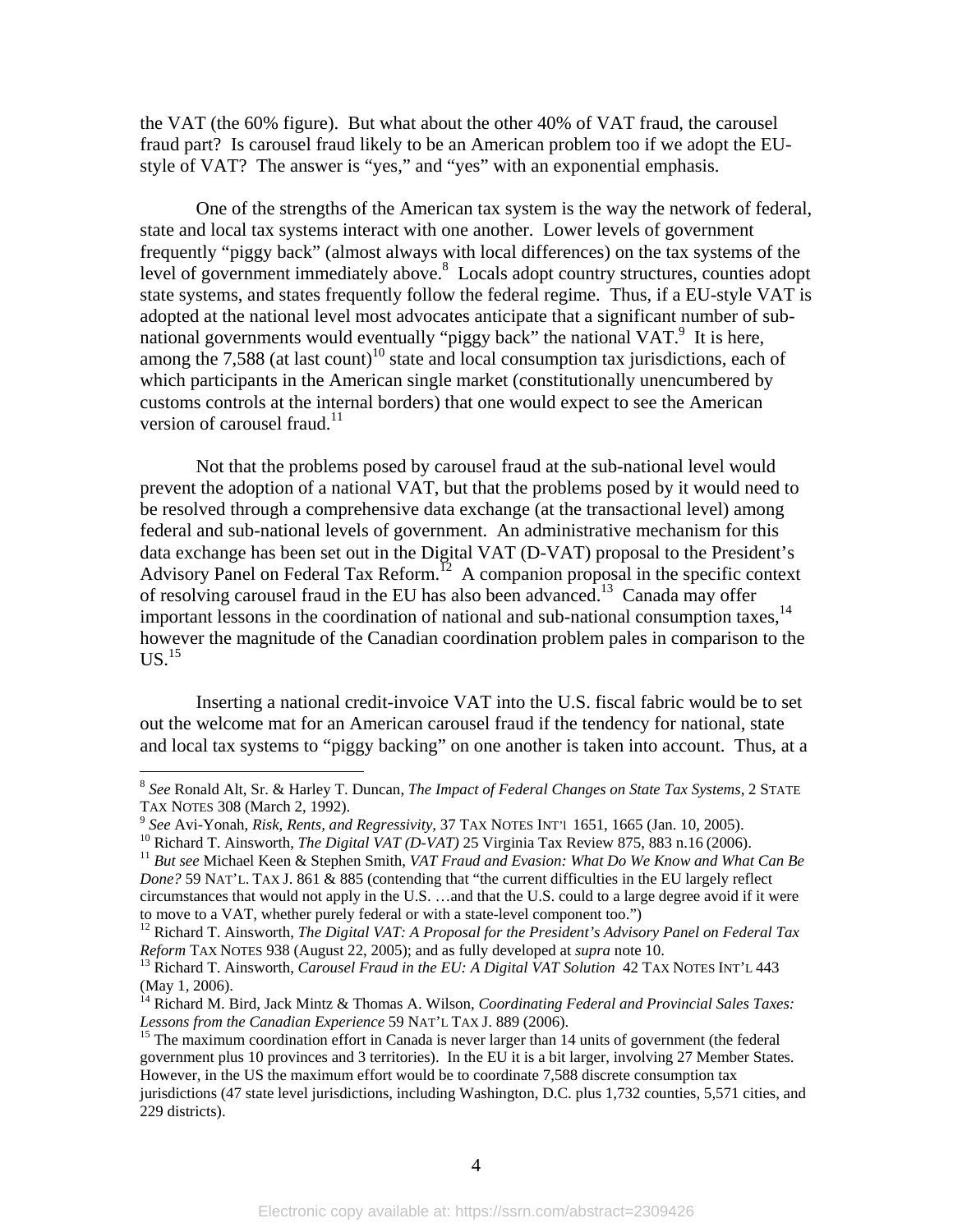the VAT (the 60% figure). But what about the other 40% of VAT fraud, the carousel fraud part? Is carousel fraud likely to be an American problem too if we adopt the EU-style of VAT? The answer is "yes," and "yes" with an exponential emphasis.

One of the strengths of the American tax system is the way the network of federal, state and local tax systems interact with one another. Lower levels of government frequently "piggy back" (almost always with local differences) on the tax systems of the level of government immediately above.[8] Locals adopt country structures, counties adopt state systems, and states frequently follow the federal regime. Thus, if a EU-style VAT is adopted at the national level most advocates anticipate that a significant number of sub-national governments would eventually "piggy back" the national VAT.[9] It is here, among the 7,588 (at last count)[10] state and local consumption tax jurisdictions, each of which participants in the American single market (constitutionally unencumbered by customs controls at the internal borders) that one would expect to see the American version of carousel fraud.[11]

Not that the problems posed by carousel fraud at the sub-national level would prevent the adoption of a national VAT, but that the problems posed by it would need to be resolved through a comprehensive data exchange (at the transactional level) among federal and sub-national levels of government. An administrative mechanism for this data exchange has been set out in the Digital VAT (D-VAT) proposal to the President's Advisory Panel on Federal Tax Reform.[12] A companion proposal in the specific context of resolving carousel fraud in the EU has also been advanced.[13] Canada may offer important lessons in the coordination of national and sub-national consumption taxes,[14] however the magnitude of the Canadian coordination problem pales in comparison to the US.[15]

Inserting a national credit-invoice VAT into the U.S. fiscal fabric would be to set out the welcome mat for an American carousel fraud if the tendency for national, state and local tax systems to "piggy backing" on one another is taken into account. Thus, at a

---

[8] *See* Ronald Alt, Sr. & Harley T. Duncan, *The Impact of Federal Changes on State Tax Systems*, 2 STATE TAX NOTES 308 (March 2, 1992).

[9] *See* Avi-Yonah, *Risk, Rents, and Regressivity*, 37 TAX NOTES INT'l 1651, 1665 (Jan. 10, 2005).

[10] Richard T. Ainsworth, *The Digital VAT (D-VAT)* 25 Virginia Tax Review 875, 883 n.16 (2006).

[11] *But see* Michael Keen & Stephen Smith, *VAT Fraud and Evasion: What Do We Know and What Can Be Done?* 59 NAT'L. TAX J. 861 & 885 (contending that "the current difficulties in the EU largely reflect circumstances that would not apply in the U.S. …and that the U.S. could to a large degree avoid if it were to move to a VAT, whether purely federal or with a state-level component too.")

[12] Richard T. Ainsworth, *The Digital VAT: A Proposal for the President's Advisory Panel on Federal Tax Reform* TAX NOTES 938 (August 22, 2005); and as fully developed at *supra* note 10.

[13] Richard T. Ainsworth, *Carousel Fraud in the EU: A Digital VAT Solution* 42 TAX NOTES INT'L 443 (May 1, 2006).

[14] Richard M. Bird, Jack Mintz & Thomas A. Wilson, *Coordinating Federal and Provincial Sales Taxes: Lessons from the Canadian Experience* 59 NAT'L TAX J. 889 (2006).

[15] The maximum coordination effort in Canada is never larger than 14 units of government (the federal government plus 10 provinces and 3 territories). In the EU it is a bit larger, involving 27 Member States. However, in the US the maximum effort would be to coordinate 7,588 discrete consumption tax jurisdictions (47 state level jurisdictions, including Washington, D.C. plus 1,732 counties, 5,571 cities, and 229 districts).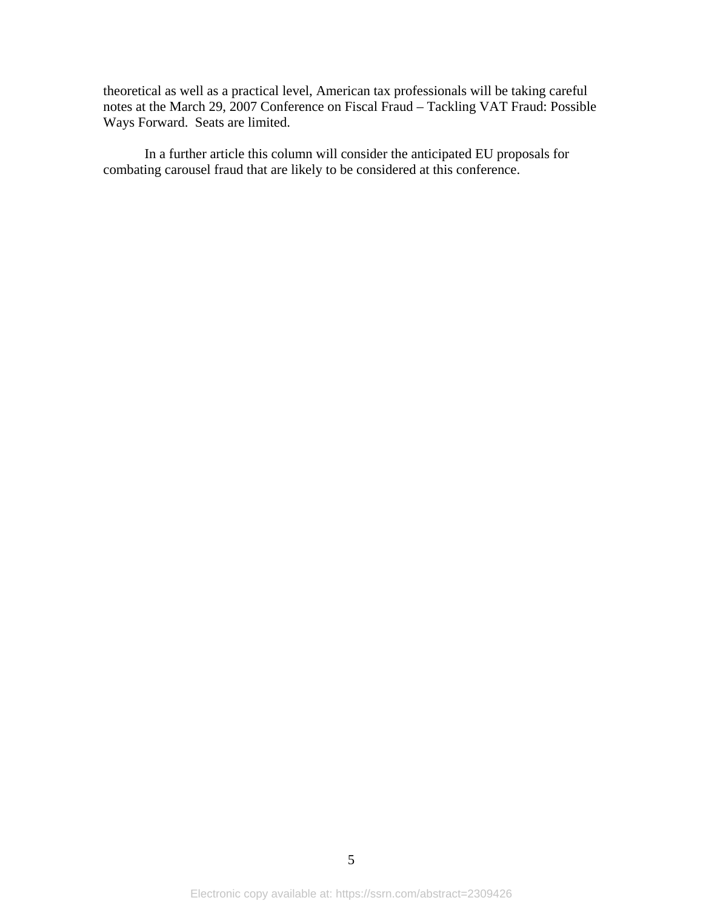theoretical as well as a practical level, American tax professionals will be taking careful notes at the March 29, 2007 Conference on Fiscal Fraud – Tackling VAT Fraud: Possible Ways Forward. Seats are limited.

In a further article this column will consider the anticipated EU proposals for combating carousel fraud that are likely to be considered at this conference.